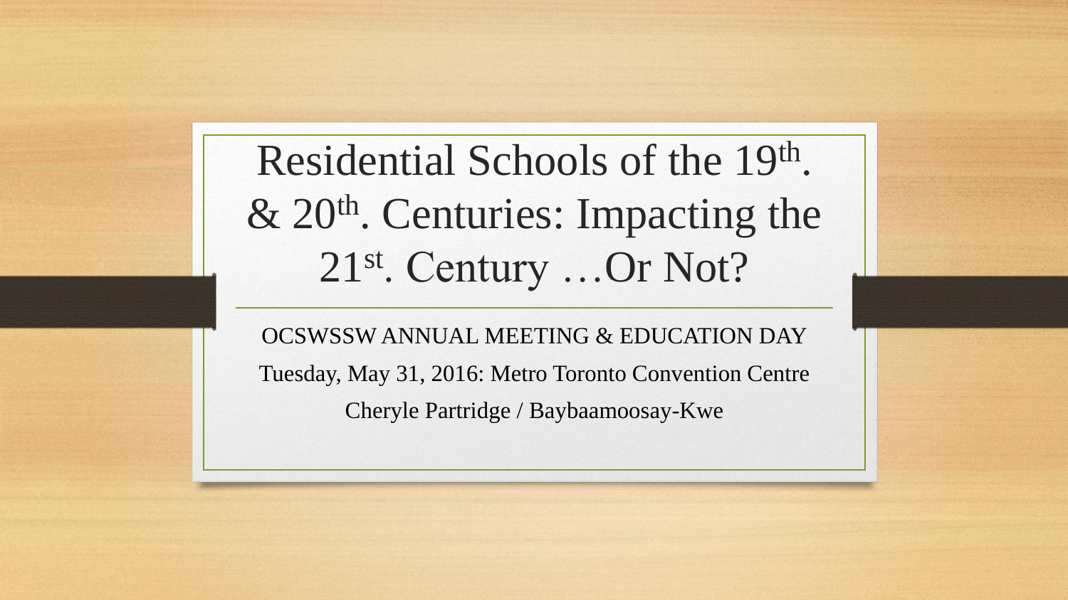# Residential Schools of the 19th. & 20th. Centuries: Impacting the 21st. Century …Or Not?

OCSWSSW ANNUAL MEETING & EDUCATION DAY

Tuesday, May 31, 2016: Metro Toronto Convention Centre

Cheryle Partridge / Baybaamoosay-Kwe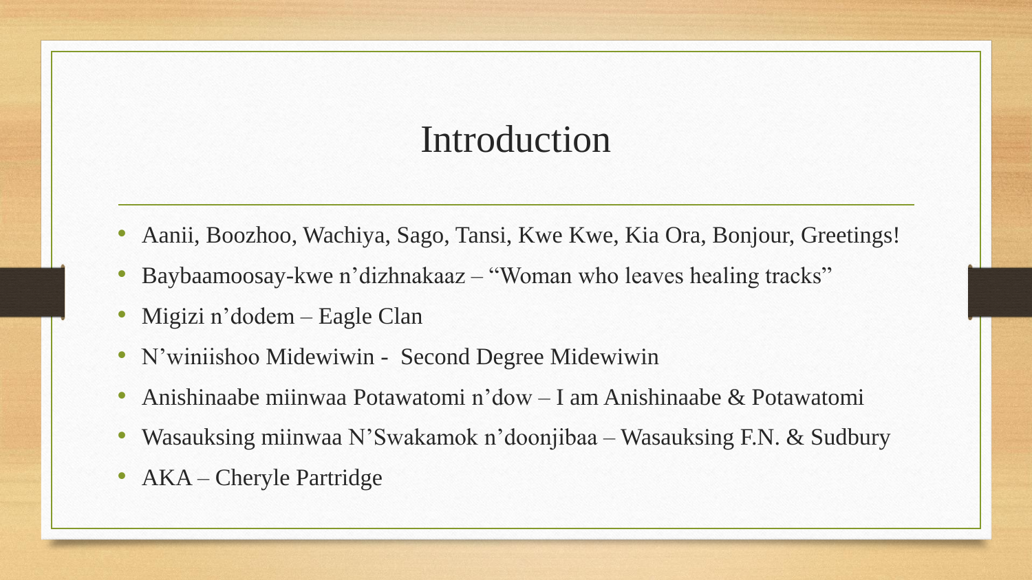# Introduction

- Aanii, Boozhoo, Wachiya, Sago, Tansi, Kwe Kwe, Kia Ora, Bonjour, Greetings!
- Baybaamoosay-kwe n'dizhnakaaz – "Woman who leaves healing tracks"
- Migizi n'dodem – Eagle Clan
- N'winiishoo Midewiwin - Second Degree Midewiwin
- Anishinaabe miinwaa Potawatomi n'dow – I am Anishinaabe & Potawatomi
- Wasauksing miinwaa N'Swakamok n'doonjibaa – Wasauksing F.N. & Sudbury
- AKA – Cheryle Partridge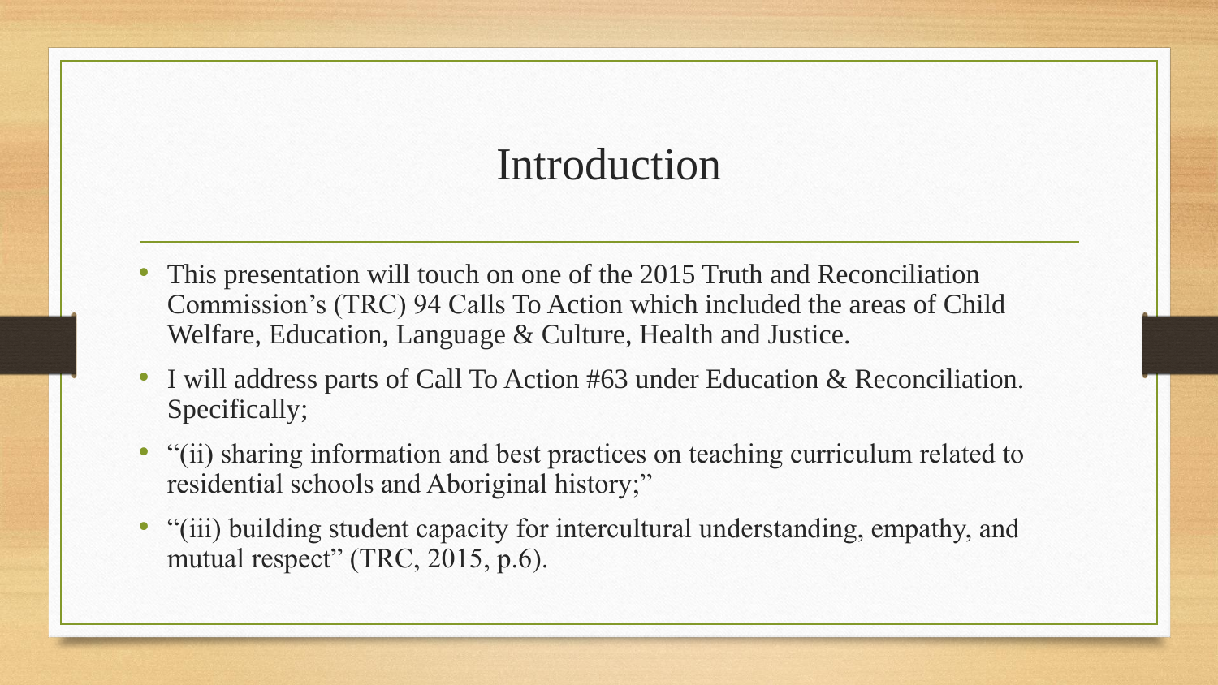# Introduction

- This presentation will touch on one of the 2015 Truth and Reconciliation Commission's (TRC) 94 Calls To Action which included the areas of Child Welfare, Education, Language & Culture, Health and Justice.
- I will address parts of Call To Action #63 under Education & Reconciliation. Specifically;
- "(ii) sharing information and best practices on teaching curriculum related to residential schools and Aboriginal history;"
- "(iii) building student capacity for intercultural understanding, empathy, and mutual respect" (TRC, 2015, p.6).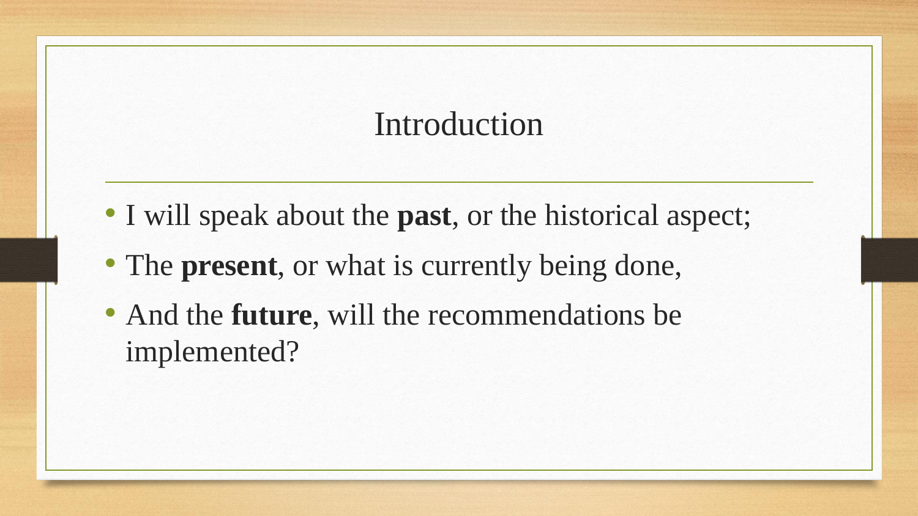# Introduction

- I will speak about the **past**, or the historical aspect;
- The **present**, or what is currently being done,
- And the **future**, will the recommendations be implemented?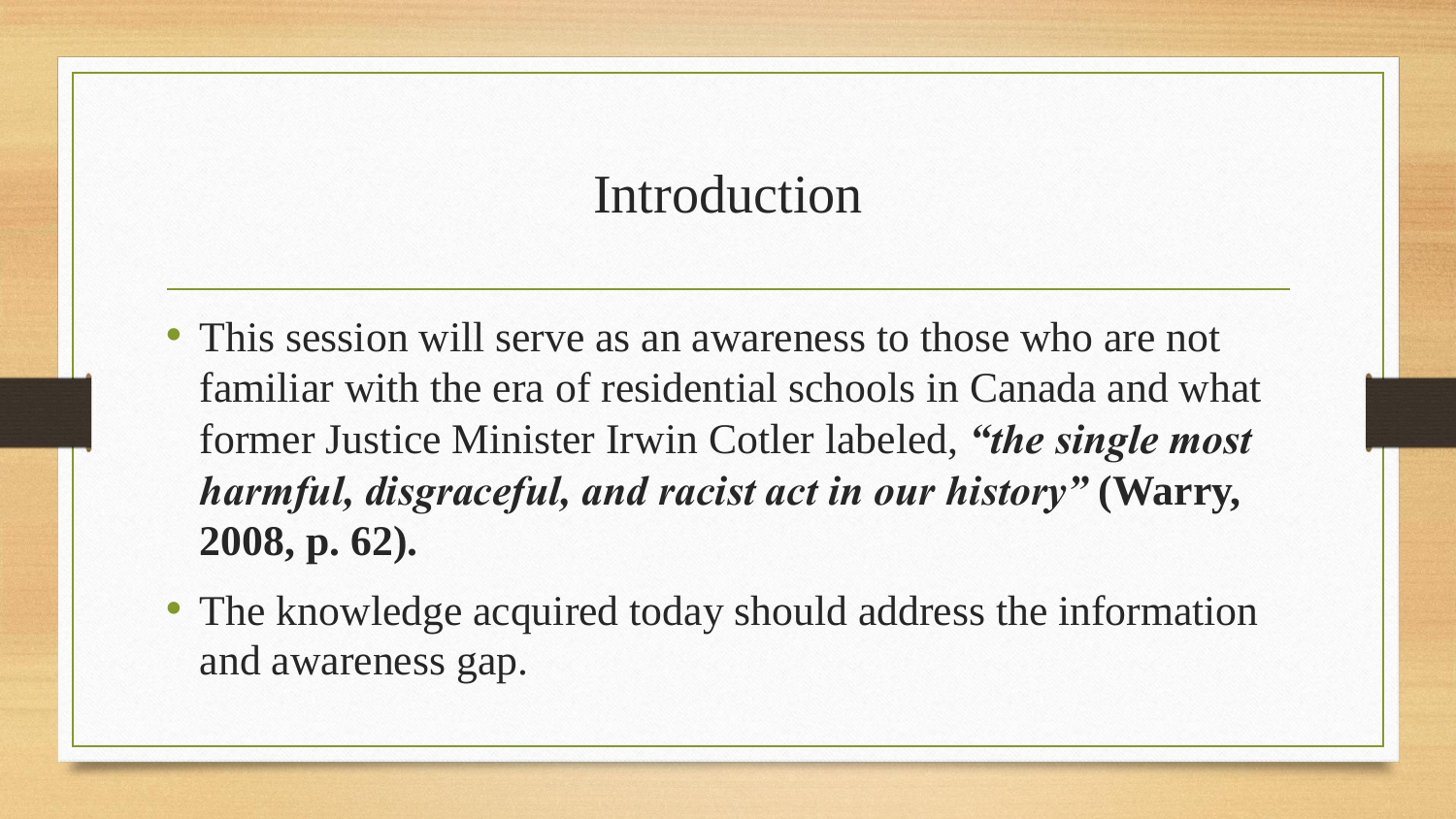# Introduction

- This session will serve as an awareness to those who are not familiar with the era of residential schools in Canada and what former Justice Minister Irwin Cotler labeled, ***“the single most harmful, disgraceful, and racist act in our history”*** **(Warry, 2008, p. 62).**
- The knowledge acquired today should address the information and awareness gap.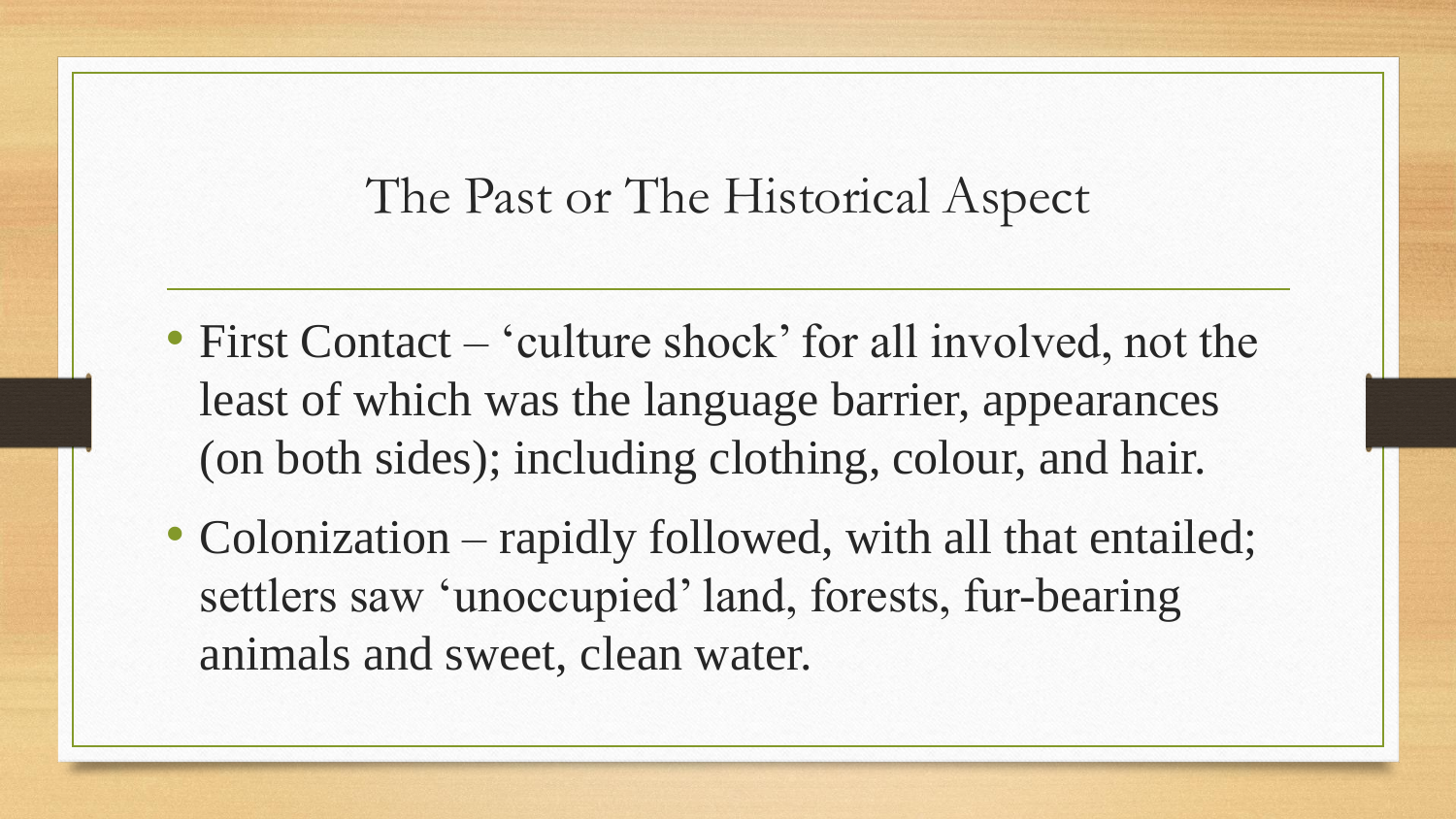# The Past or The Historical Aspect

- First Contact – 'culture shock' for all involved, not the least of which was the language barrier, appearances (on both sides); including clothing, colour, and hair.
- Colonization – rapidly followed, with all that entailed; settlers saw 'unoccupied' land, forests, fur-bearing animals and sweet, clean water.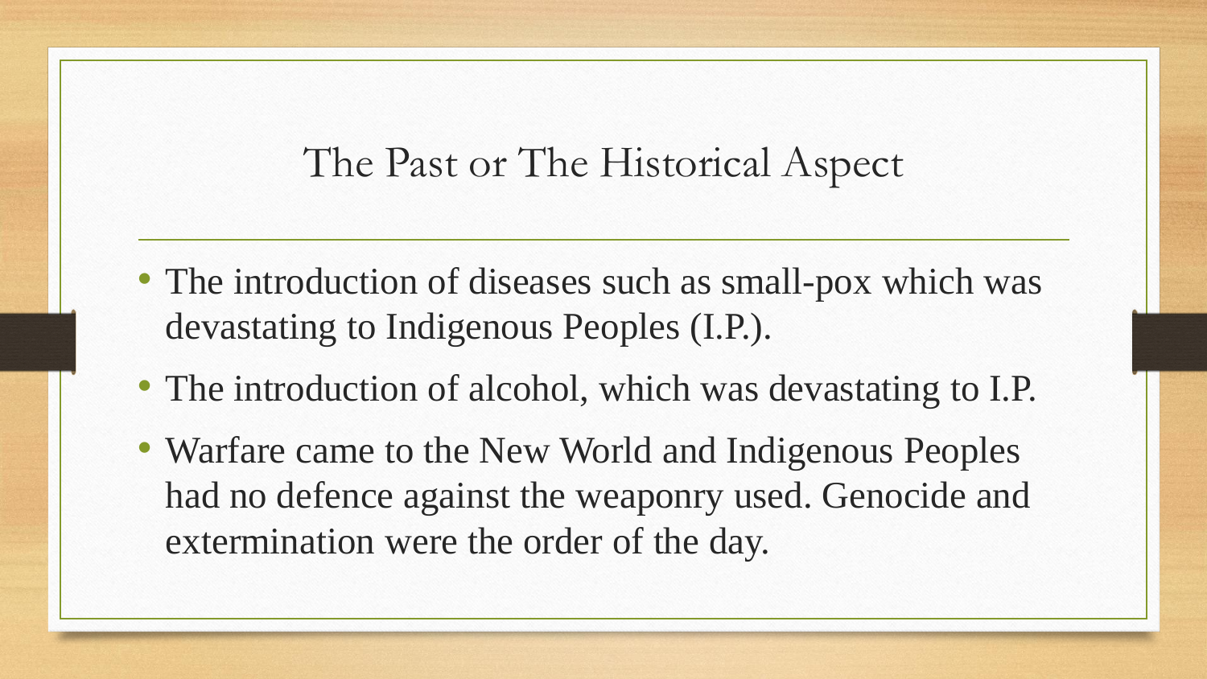# The Past or The Historical Aspect

- The introduction of diseases such as small-pox which was devastating to Indigenous Peoples (I.P.).
- The introduction of alcohol, which was devastating to I.P.
- Warfare came to the New World and Indigenous Peoples had no defence against the weaponry used. Genocide and extermination were the order of the day.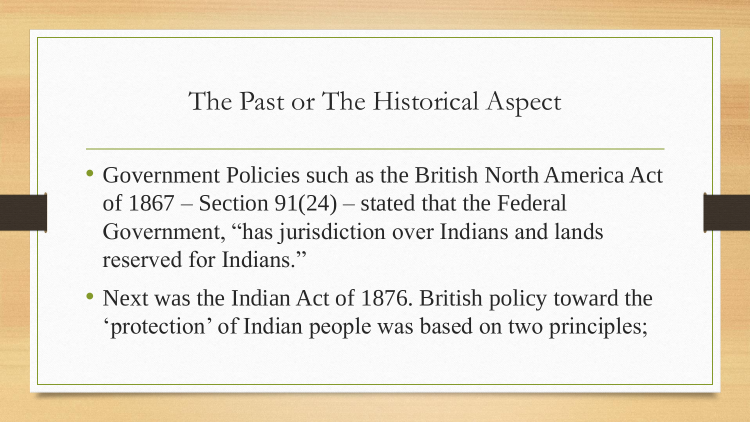# The Past or The Historical Aspect

- Government Policies such as the British North America Act of 1867 – Section 91(24) – stated that the Federal Government, "has jurisdiction over Indians and lands reserved for Indians."
- Next was the Indian Act of 1876. British policy toward the 'protection' of Indian people was based on two principles;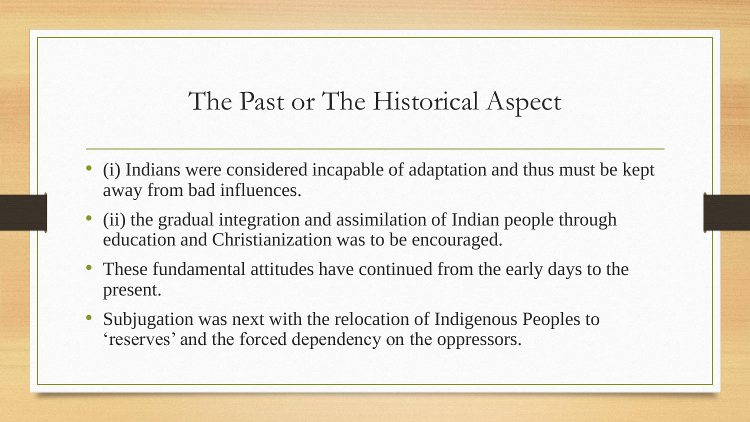# The Past or The Historical Aspect

- (i) Indians were considered incapable of adaptation and thus must be kept away from bad influences.
- (ii) the gradual integration and assimilation of Indian people through education and Christianization was to be encouraged.
- These fundamental attitudes have continued from the early days to the present.
- Subjugation was next with the relocation of Indigenous Peoples to 'reserves' and the forced dependency on the oppressors.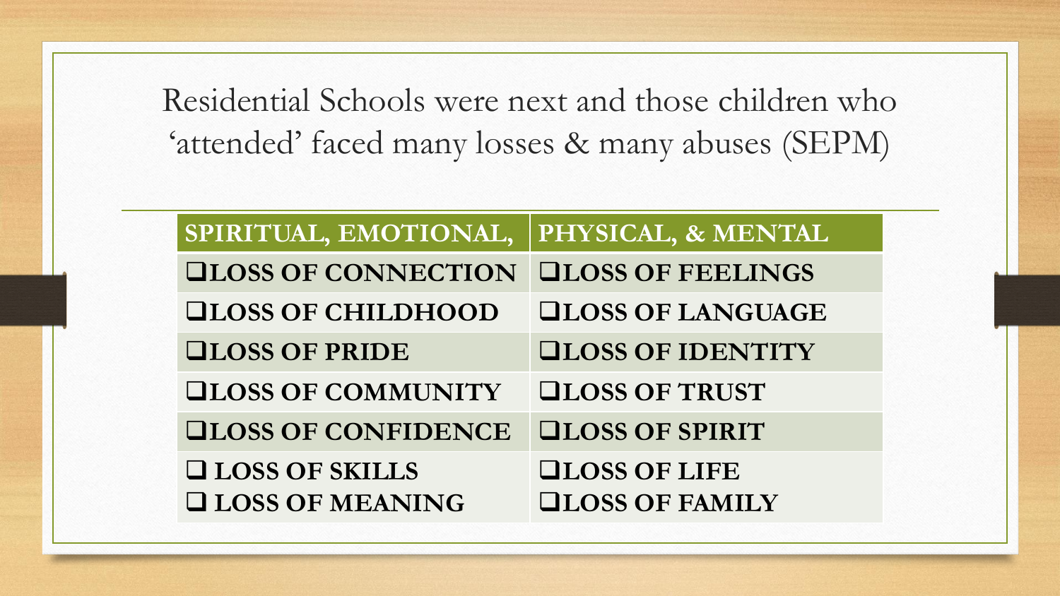# Residential Schools were next and those children who 'attended' faced many losses & many abuses (SEPM)

| SPIRITUAL, EMOTIONAL, | PHYSICAL, & MENTAL |
|---|---|
| ❑LOSS OF CONNECTION | ❑LOSS OF FEELINGS |
| ❑LOSS OF CHILDHOOD | ❑LOSS OF LANGUAGE |
| ❑LOSS OF PRIDE | ❑LOSS OF IDENTITY |
| ❑LOSS OF COMMUNITY | ❑LOSS OF TRUST |
| ❑LOSS OF CONFIDENCE | ❑LOSS OF SPIRIT |
| ❑ LOSS OF SKILLS<br>❑ LOSS OF MEANING | ❑LOSS OF LIFE<br>❑LOSS OF FAMILY |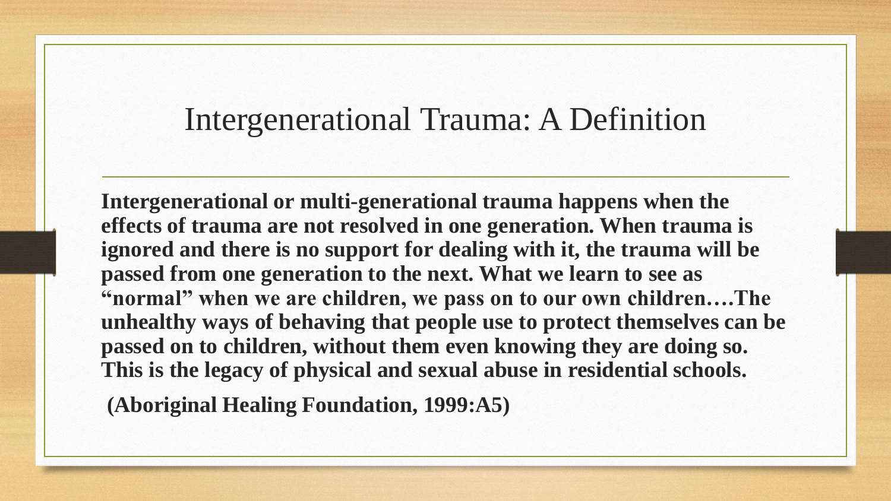# Intergenerational Trauma: A Definition

**Intergenerational or multi-generational trauma happens when the effects of trauma are not resolved in one generation. When trauma is ignored and there is no support for dealing with it, the trauma will be passed from one generation to the next. What we learn to see as "normal" when we are children, we pass on to our own children….The unhealthy ways of behaving that people use to protect themselves can be passed on to children, without them even knowing they are doing so. This is the legacy of physical and sexual abuse in residential schools.**

**(Aboriginal Healing Foundation, 1999:A5)**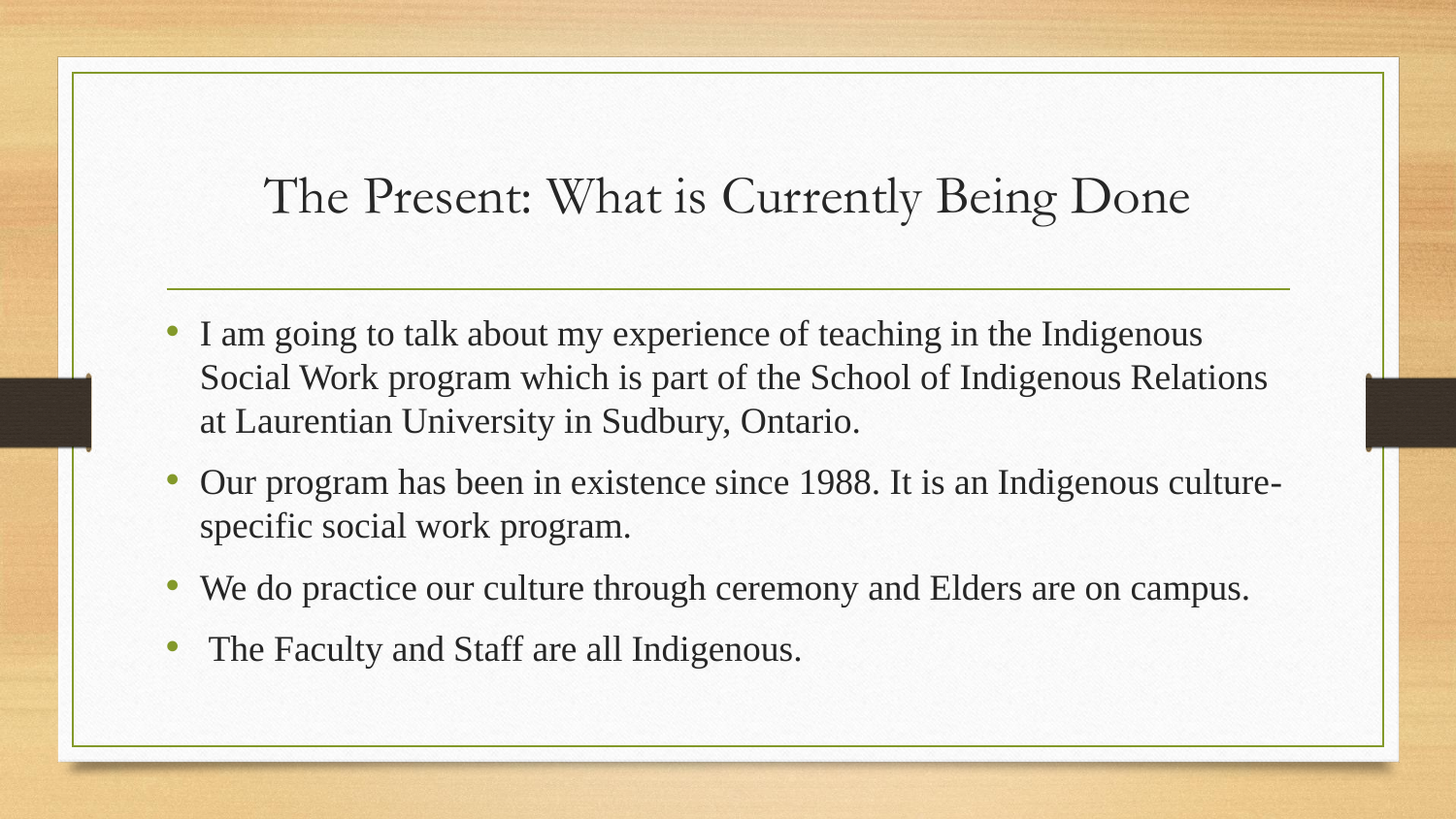# The Present: What is Currently Being Done

- I am going to talk about my experience of teaching in the Indigenous Social Work program which is part of the School of Indigenous Relations at Laurentian University in Sudbury, Ontario.
- Our program has been in existence since 1988. It is an Indigenous culture-specific social work program.
- We do practice our culture through ceremony and Elders are on campus.
- The Faculty and Staff are all Indigenous.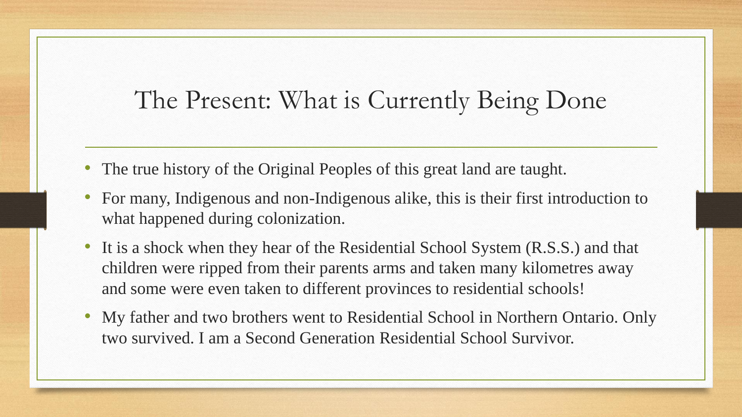# The Present: What is Currently Being Done

- The true history of the Original Peoples of this great land are taught.
- For many, Indigenous and non-Indigenous alike, this is their first introduction to what happened during colonization.
- It is a shock when they hear of the Residential School System (R.S.S.) and that children were ripped from their parents arms and taken many kilometres away and some were even taken to different provinces to residential schools!
- My father and two brothers went to Residential School in Northern Ontario. Only two survived. I am a Second Generation Residential School Survivor.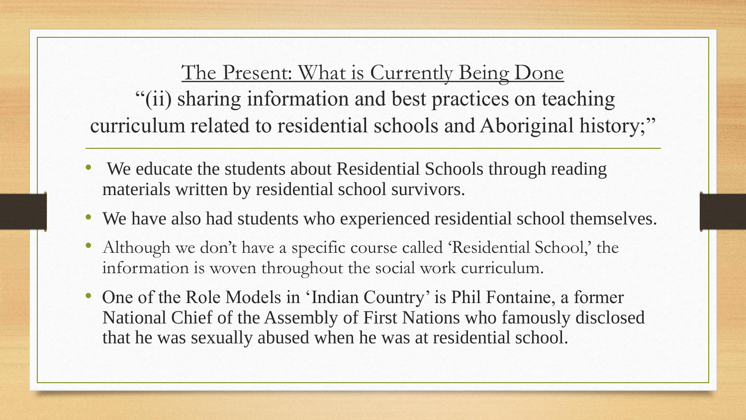## The Present: What is Currently Being Done

"(ii) sharing information and best practices on teaching curriculum related to residential schools and Aboriginal history;"

- We educate the students about Residential Schools through reading materials written by residential school survivors.
- We have also had students who experienced residential school themselves.
- Although we don't have a specific course called 'Residential School,' the information is woven throughout the social work curriculum.
- One of the Role Models in 'Indian Country' is Phil Fontaine, a former National Chief of the Assembly of First Nations who famously disclosed that he was sexually abused when he was at residential school.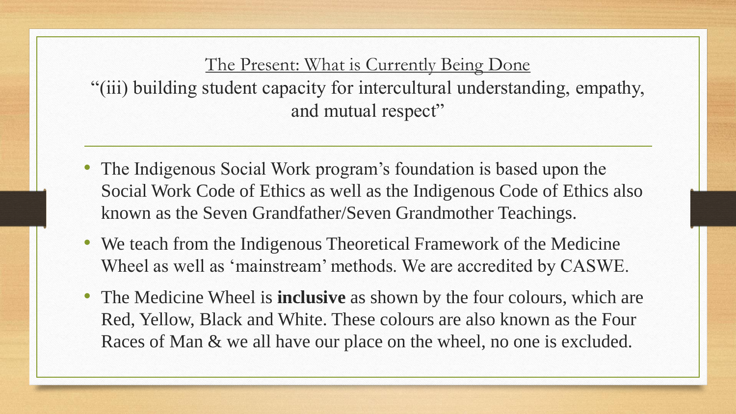## The Present: What is Currently Being Done

"(iii) building student capacity for intercultural understanding, empathy, and mutual respect"

- The Indigenous Social Work program's foundation is based upon the Social Work Code of Ethics as well as the Indigenous Code of Ethics also known as the Seven Grandfather/Seven Grandmother Teachings.
- We teach from the Indigenous Theoretical Framework of the Medicine Wheel as well as 'mainstream' methods. We are accredited by CASWE.
- The Medicine Wheel is **inclusive** as shown by the four colours, which are Red, Yellow, Black and White. These colours are also known as the Four Races of Man & we all have our place on the wheel, no one is excluded.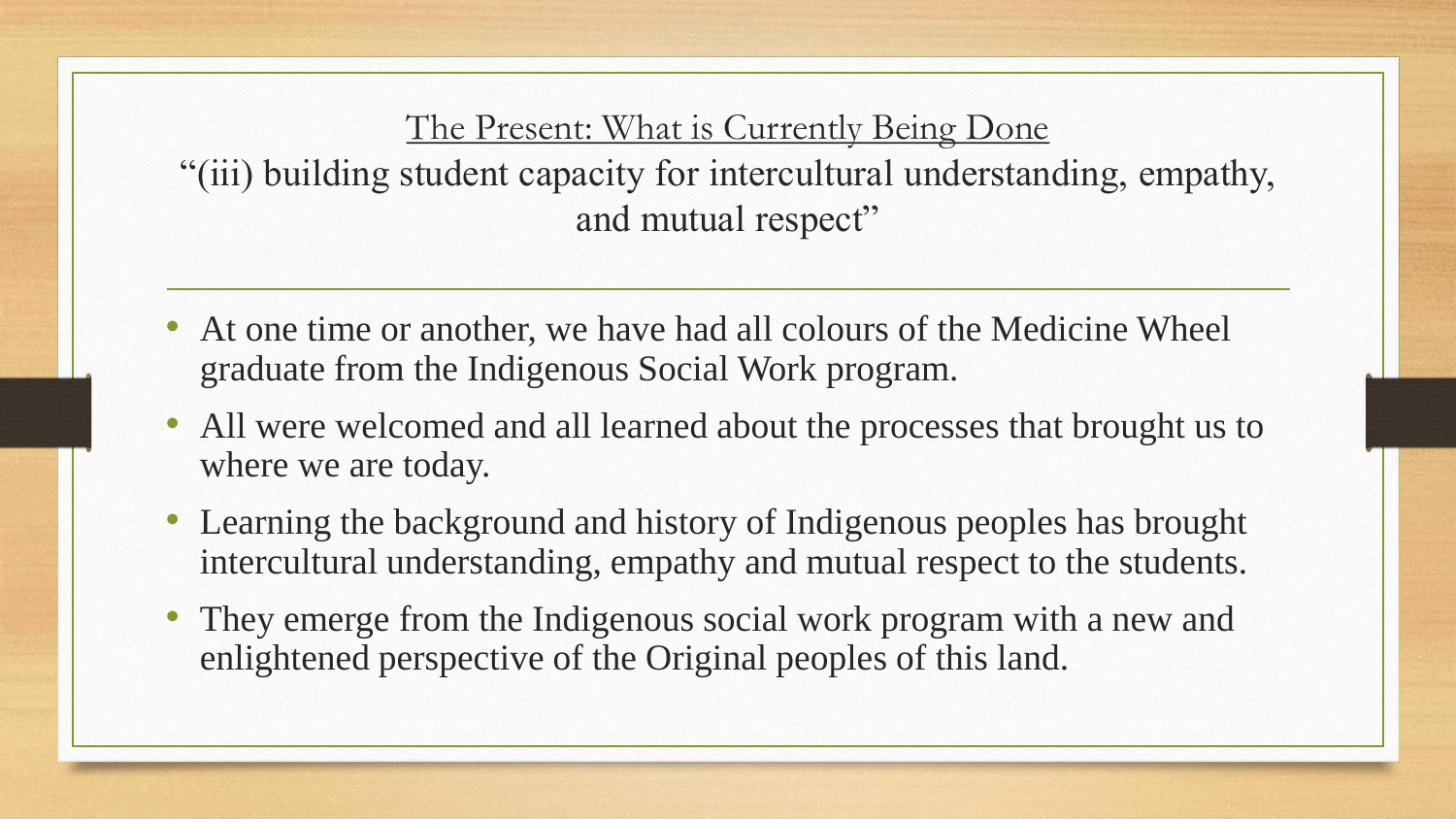## The Present: What is Currently Being Done

“(iii) building student capacity for intercultural understanding, empathy, and mutual respect”

- At one time or another, we have had all colours of the Medicine Wheel graduate from the Indigenous Social Work program.
- All were welcomed and all learned about the processes that brought us to where we are today.
- Learning the background and history of Indigenous peoples has brought intercultural understanding, empathy and mutual respect to the students.
- They emerge from the Indigenous social work program with a new and enlightened perspective of the Original peoples of this land.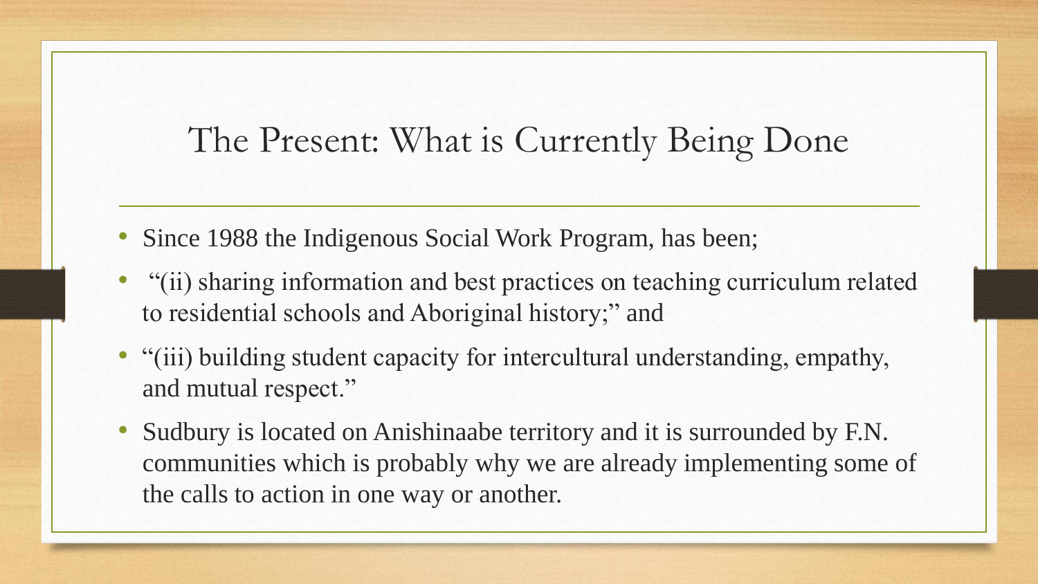# The Present: What is Currently Being Done

- Since 1988 the Indigenous Social Work Program, has been;
- "(ii) sharing information and best practices on teaching curriculum related to residential schools and Aboriginal history;" and
- "(iii) building student capacity for intercultural understanding, empathy, and mutual respect."
- Sudbury is located on Anishinaabe territory and it is surrounded by F.N. communities which is probably why we are already implementing some of the calls to action in one way or another.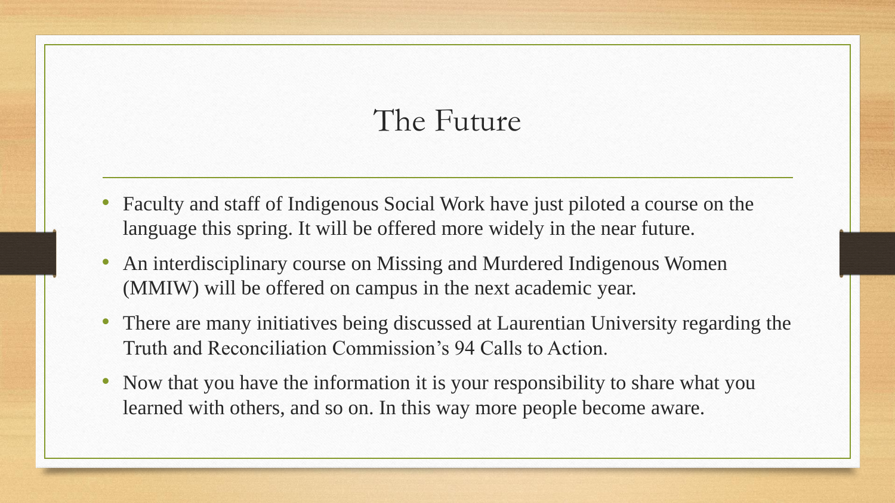# The Future

- Faculty and staff of Indigenous Social Work have just piloted a course on the language this spring. It will be offered more widely in the near future.
- An interdisciplinary course on Missing and Murdered Indigenous Women (MMIW) will be offered on campus in the next academic year.
- There are many initiatives being discussed at Laurentian University regarding the Truth and Reconciliation Commission's 94 Calls to Action.
- Now that you have the information it is your responsibility to share what you learned with others, and so on. In this way more people become aware.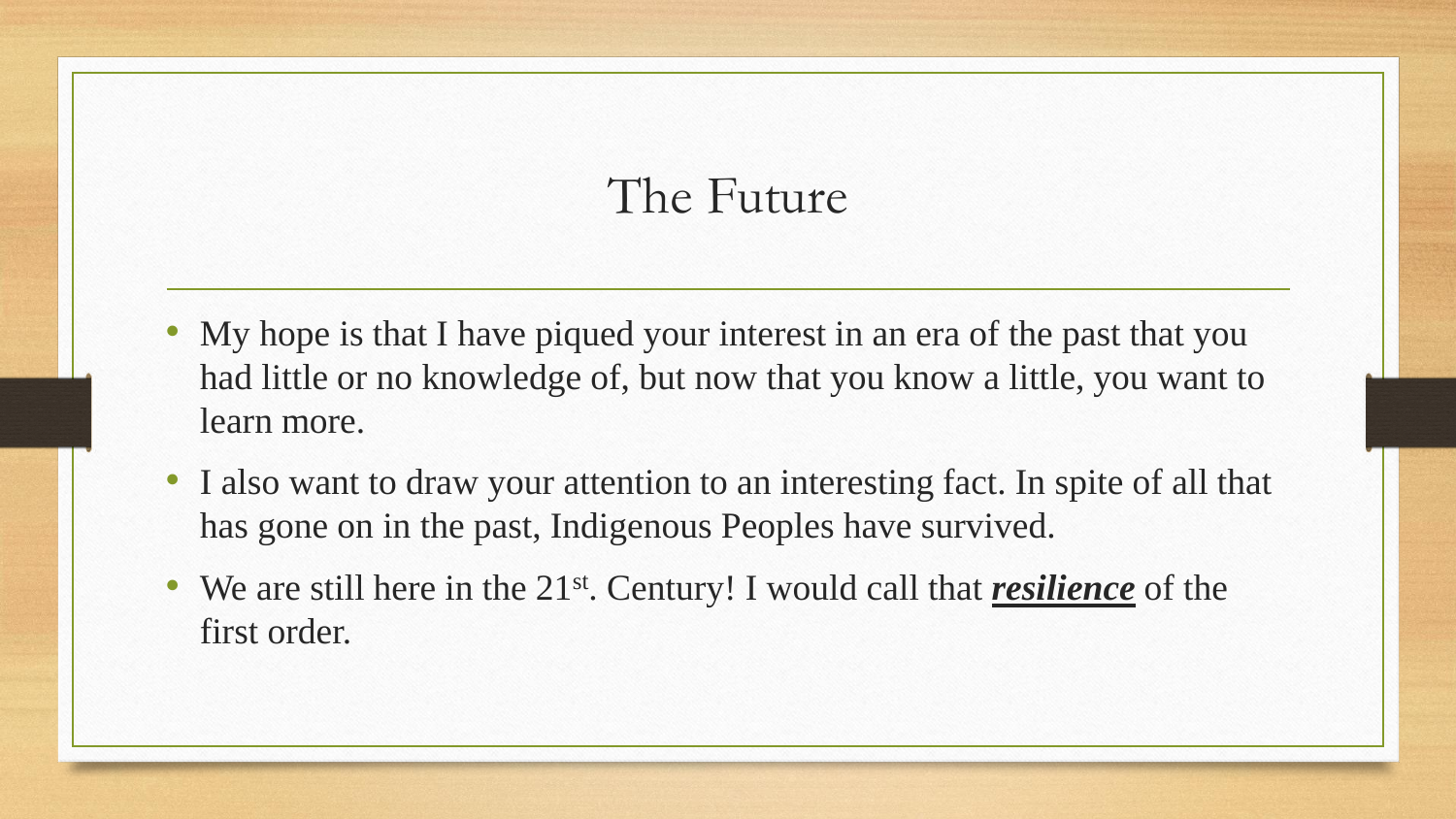# The Future

- My hope is that I have piqued your interest in an era of the past that you had little or no knowledge of, but now that you know a little, you want to learn more.
- I also want to draw your attention to an interesting fact. In spite of all that has gone on in the past, Indigenous Peoples have survived.
- We are still here in the 21st. Century! I would call that ***resilience*** of the first order.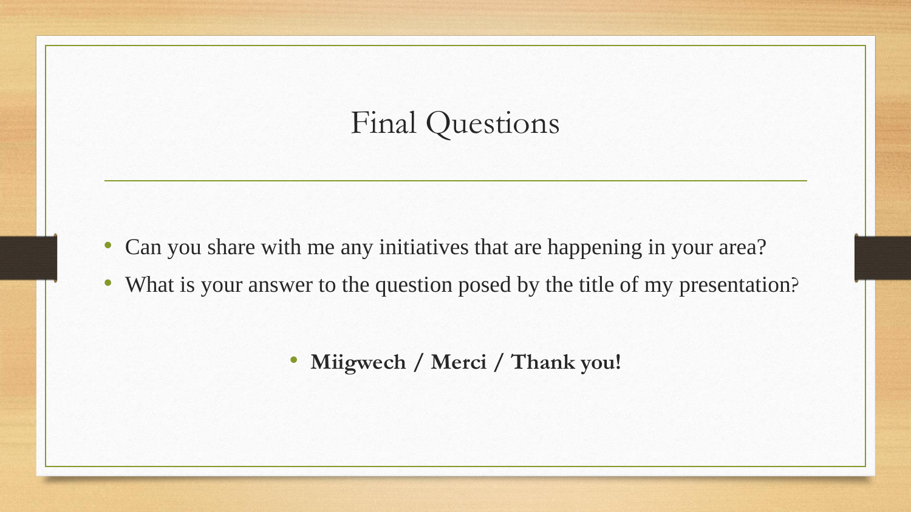# Final Questions

- Can you share with me any initiatives that are happening in your area?
- What is your answer to the question posed by the title of my presentation?

- **Miigwech / Merci / Thank you!**